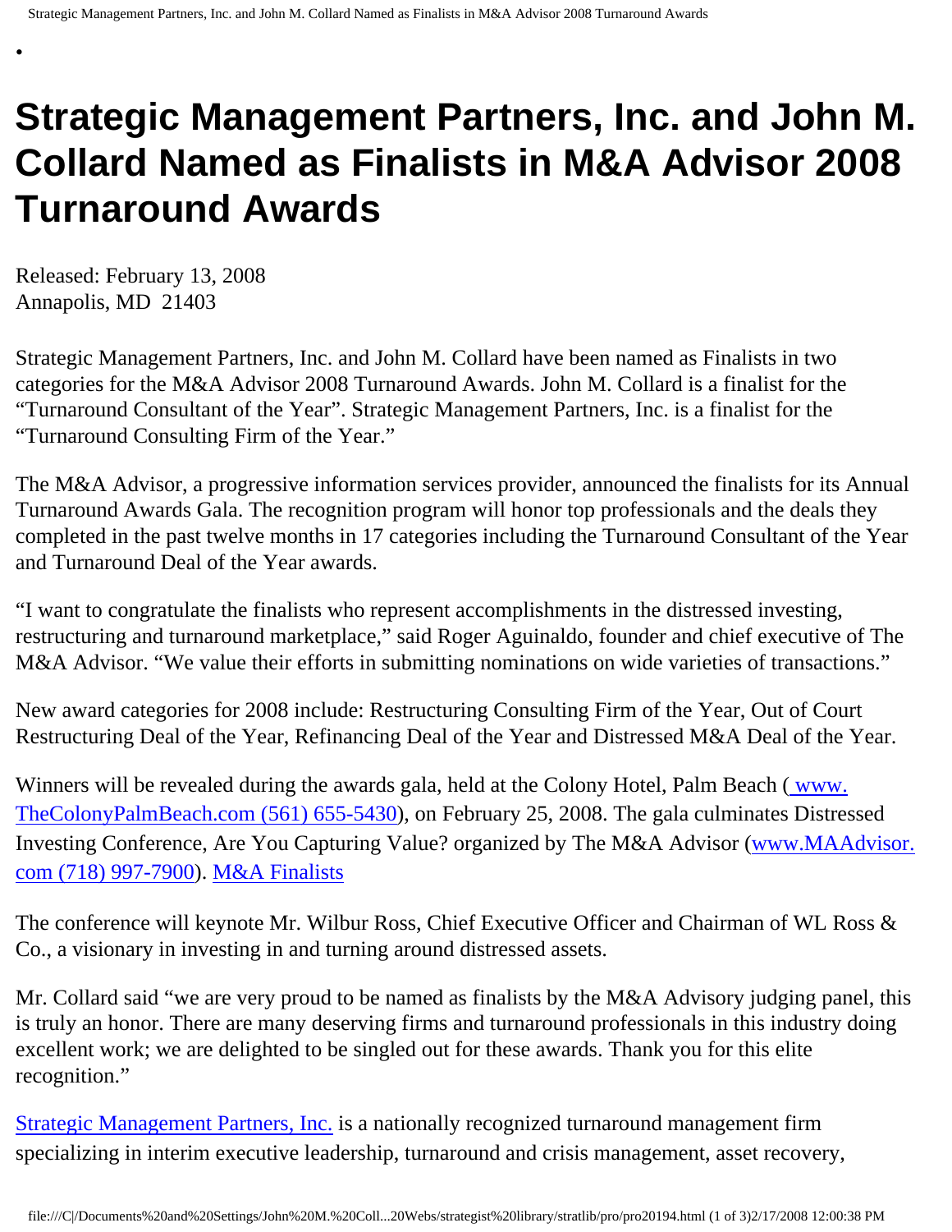# Strategic Management Partners, Inc. and John M. Collard Named as Finalists in M&A Advisor 2008 Turnaround Awards

Released: February 13, 2008
Annapolis, MD  21403

Strategic Management Partners, Inc. and John M. Collard have been named as Finalists in two categories for the M&A Advisor 2008 Turnaround Awards. John M. Collard is a finalist for the "Turnaround Consultant of the Year". Strategic Management Partners, Inc. is a finalist for the "Turnaround Consulting Firm of the Year."

The M&A Advisor, a progressive information services provider, announced the finalists for its Annual Turnaround Awards Gala. The recognition program will honor top professionals and the deals they completed in the past twelve months in 17 categories including the Turnaround Consultant of the Year and Turnaround Deal of the Year awards.

"I want to congratulate the finalists who represent accomplishments in the distressed investing, restructuring and turnaround marketplace," said Roger Aguinaldo, founder and chief executive of The M&A Advisor. "We value their efforts in submitting nominations on wide varieties of transactions."

New award categories for 2008 include: Restructuring Consulting Firm of the Year, Out of Court Restructuring Deal of the Year, Refinancing Deal of the Year and Distressed M&A Deal of the Year.

Winners will be revealed during the awards gala, held at the Colony Hotel, Palm Beach ( www.TheColonyPalmBeach.com (561) 655-5430), on February 25, 2008. The gala culminates Distressed Investing Conference, Are You Capturing Value? organized by The M&A Advisor (www.MAAdvisor.com (718) 997-7900). M&A Finalists

The conference will keynote Mr. Wilbur Ross, Chief Executive Officer and Chairman of WL Ross & Co., a visionary in investing in and turning around distressed assets.

Mr. Collard said "we are very proud to be named as finalists by the M&A Advisory judging panel, this is truly an honor. There are many deserving firms and turnaround professionals in this industry doing excellent work; we are delighted to be singled out for these awards. Thank you for this elite recognition."

Strategic Management Partners, Inc. is a nationally recognized turnaround management firm specializing in interim executive leadership, turnaround and crisis management, asset recovery,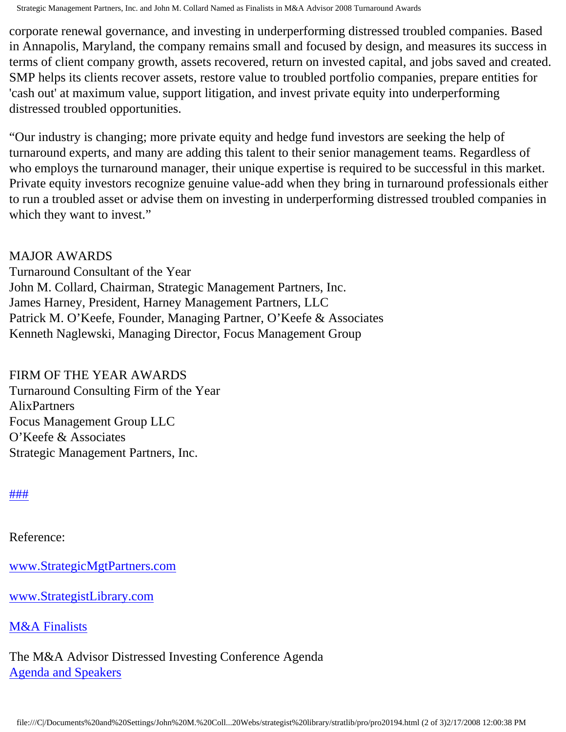corporate renewal governance, and investing in underperforming distressed troubled companies. Based in Annapolis, Maryland, the company remains small and focused by design, and measures its success in terms of client company growth, assets recovered, return on invested capital, and jobs saved and created. SMP helps its clients recover assets, restore value to troubled portfolio companies, prepare entities for 'cash out' at maximum value, support litigation, and invest private equity into underperforming distressed troubled opportunities.

“Our industry is changing; more private equity and hedge fund investors are seeking the help of turnaround experts, and many are adding this talent to their senior management teams. Regardless of who employs the turnaround manager, their unique expertise is required to be successful in this market. Private equity investors recognize genuine value-add when they bring in turnaround professionals either to run a troubled asset or advise them on investing in underperforming distressed troubled companies in which they want to invest.”

MAJOR AWARDS
Turnaround Consultant of the Year
John M. Collard, Chairman, Strategic Management Partners, Inc.
James Harney, President, Harney Management Partners, LLC
Patrick M. O’Keefe, Founder, Managing Partner, O’Keefe & Associates
Kenneth Naglewski, Managing Director, Focus Management Group

FIRM OF THE YEAR AWARDS
Turnaround Consulting Firm of the Year
AlixPartners
Focus Management Group LLC
O’Keefe & Associates
Strategic Management Partners, Inc.

###

Reference:

www.StrategicMgtPartners.com

www.StrategistLibrary.com

M&A Finalists

The M&A Advisor Distressed Investing Conference Agenda
Agenda and Speakers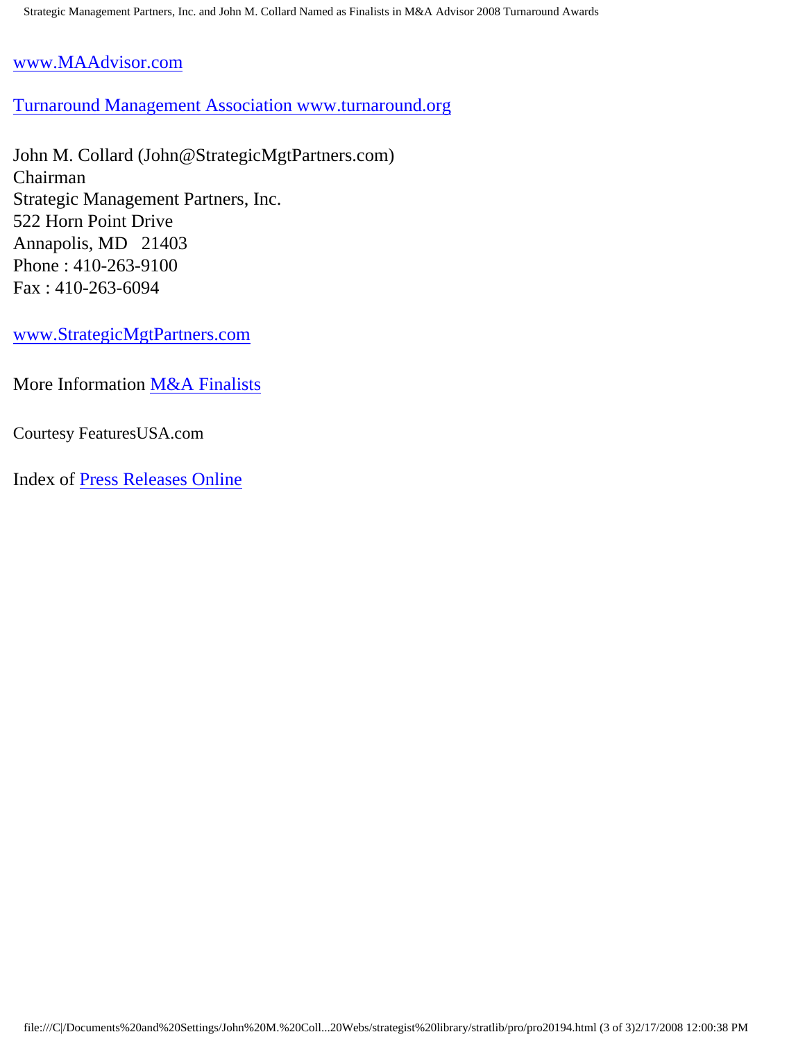[www.MAAdvisor.com](www.MAAdvisor.com)

[Turnaround Management Association www.turnaround.org](www.turnaround.org)

John M. Collard (John@StrategicMgtPartners.com)
Chairman
Strategic Management Partners, Inc.
522 Horn Point Drive
Annapolis, MD 21403
Phone : 410-263-9100
Fax : 410-263-6094

[www.StrategicMgtPartners.com](www.StrategicMgtPartners.com)

More Information M&A Finalists

Courtesy FeaturesUSA.com

Index of Press Releases Online